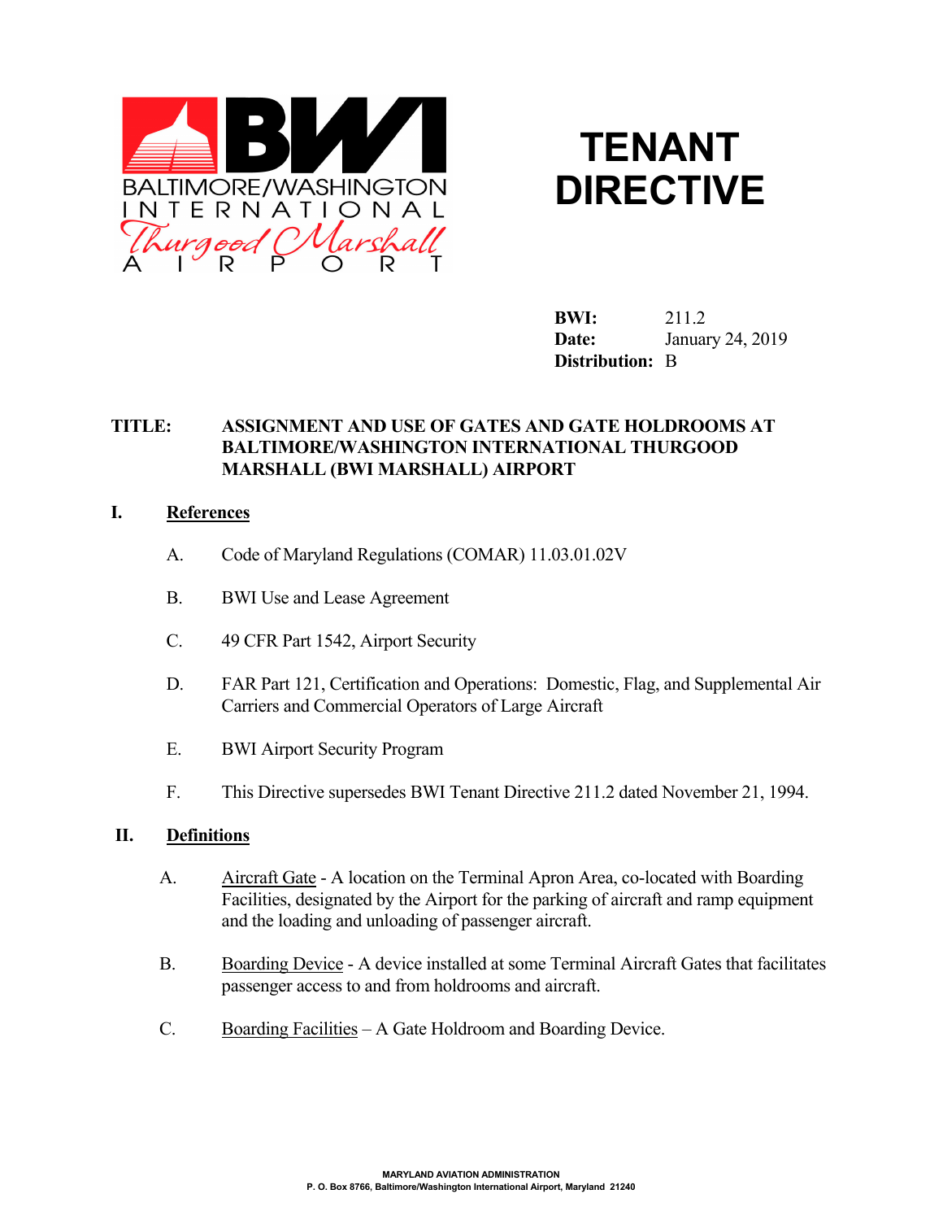BALTIMORE/WASHINGTON INTERNATIONAL Thurgood Marshall AIRPORT

# TENANT DIRECTIVE

**BWI:** 211.2
**Date:** January 24, 2019
**Distribution:** B

**TITLE: ASSIGNMENT AND USE OF GATES AND GATE HOLDROOMS AT BALTIMORE/WASHINGTON INTERNATIONAL THURGOOD MARSHALL (BWI MARSHALL) AIRPORT**

## I. References

A. Code of Maryland Regulations (COMAR) 11.03.01.02V

B. BWI Use and Lease Agreement

C. 49 CFR Part 1542, Airport Security

D. FAR Part 121, Certification and Operations: Domestic, Flag, and Supplemental Air Carriers and Commercial Operators of Large Aircraft

E. BWI Airport Security Program

F. This Directive supersedes BWI Tenant Directive 211.2 dated November 21, 1994.

## II. Definitions

A. Aircraft Gate - A location on the Terminal Apron Area, co-located with Boarding Facilities, designated by the Airport for the parking of aircraft and ramp equipment and the loading and unloading of passenger aircraft.

B. Boarding Device - A device installed at some Terminal Aircraft Gates that facilitates passenger access to and from holdrooms and aircraft.

C. Boarding Facilities – A Gate Holdroom and Boarding Device.

MARYLAND AVIATION ADMINISTRATION
P. O. Box 8766, Baltimore/Washington International Airport, Maryland 21240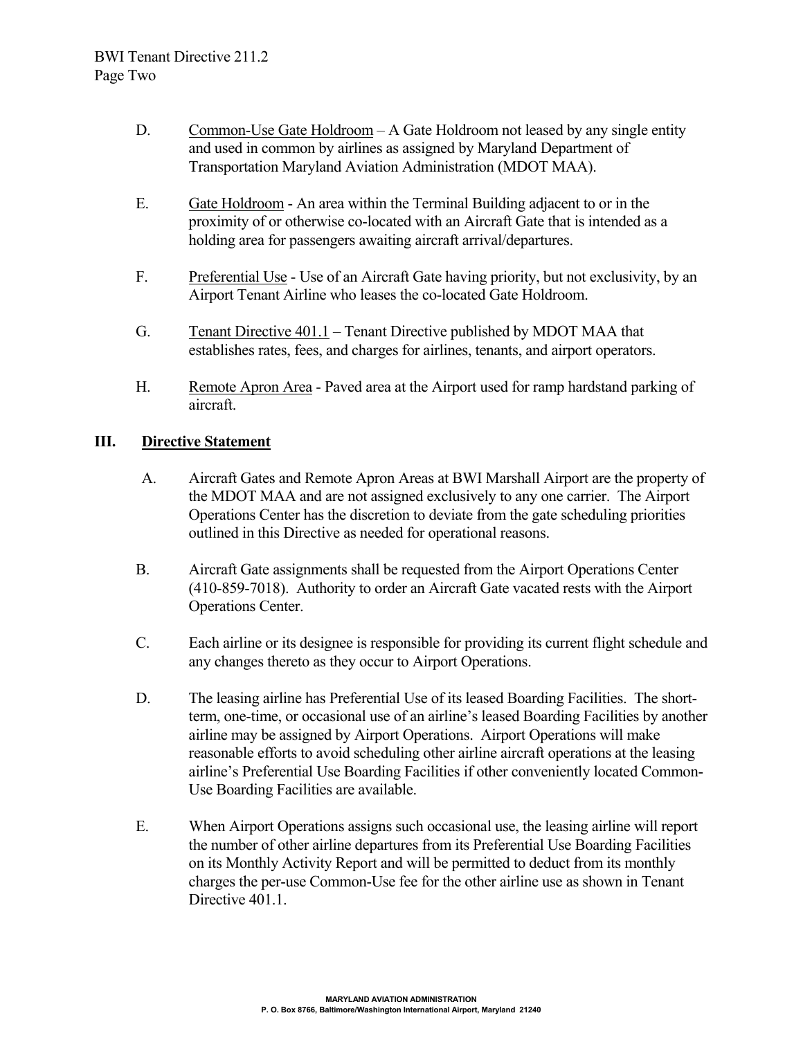D. Common-Use Gate Holdroom – A Gate Holdroom not leased by any single entity and used in common by airlines as assigned by Maryland Department of Transportation Maryland Aviation Administration (MDOT MAA).

E. Gate Holdroom - An area within the Terminal Building adjacent to or in the proximity of or otherwise co-located with an Aircraft Gate that is intended as a holding area for passengers awaiting aircraft arrival/departures.

F. Preferential Use - Use of an Aircraft Gate having priority, but not exclusivity, by an Airport Tenant Airline who leases the co-located Gate Holdroom.

G. Tenant Directive 401.1 – Tenant Directive published by MDOT MAA that establishes rates, fees, and charges for airlines, tenants, and airport operators.

H. Remote Apron Area - Paved area at the Airport used for ramp hardstand parking of aircraft.

## III. Directive Statement

A. Aircraft Gates and Remote Apron Areas at BWI Marshall Airport are the property of the MDOT MAA and are not assigned exclusively to any one carrier. The Airport Operations Center has the discretion to deviate from the gate scheduling priorities outlined in this Directive as needed for operational reasons.

B. Aircraft Gate assignments shall be requested from the Airport Operations Center (410-859-7018). Authority to order an Aircraft Gate vacated rests with the Airport Operations Center.

C. Each airline or its designee is responsible for providing its current flight schedule and any changes thereto as they occur to Airport Operations.

D. The leasing airline has Preferential Use of its leased Boarding Facilities. The short-term, one-time, or occasional use of an airline's leased Boarding Facilities by another airline may be assigned by Airport Operations. Airport Operations will make reasonable efforts to avoid scheduling other airline aircraft operations at the leasing airline's Preferential Use Boarding Facilities if other conveniently located Common-Use Boarding Facilities are available.

E. When Airport Operations assigns such occasional use, the leasing airline will report the number of other airline departures from its Preferential Use Boarding Facilities on its Monthly Activity Report and will be permitted to deduct from its monthly charges the per-use Common-Use fee for the other airline use as shown in Tenant Directive 401.1.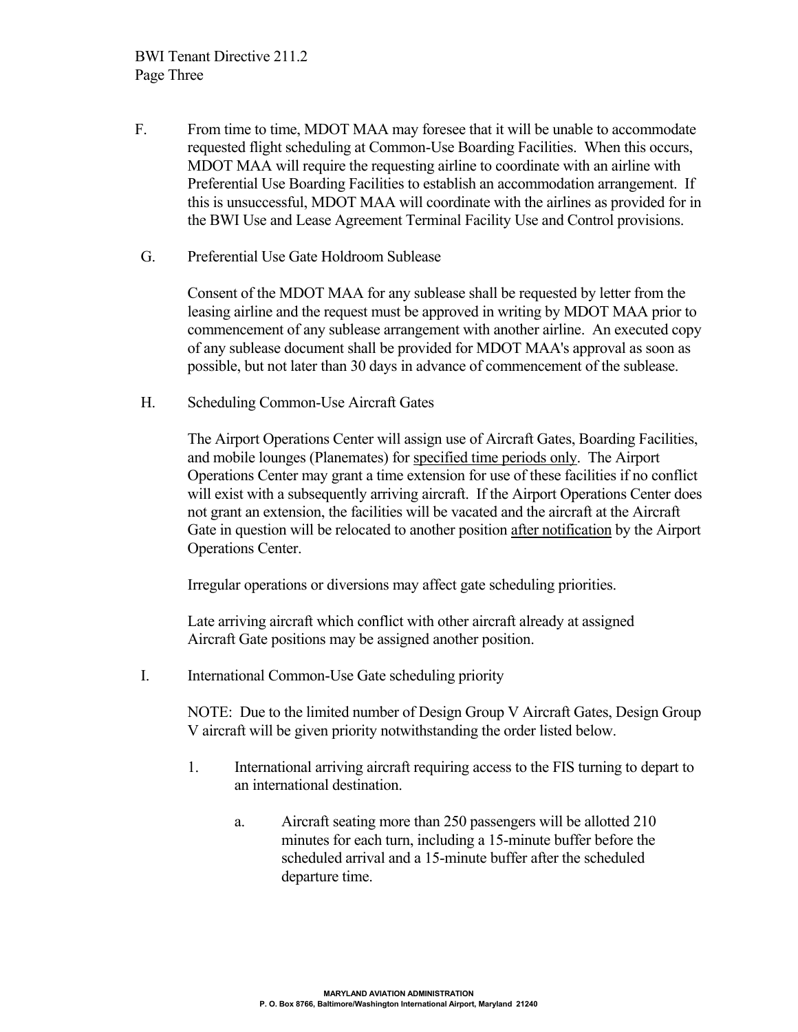F. From time to time, MDOT MAA may foresee that it will be unable to accommodate requested flight scheduling at Common-Use Boarding Facilities. When this occurs, MDOT MAA will require the requesting airline to coordinate with an airline with Preferential Use Boarding Facilities to establish an accommodation arrangement. If this is unsuccessful, MDOT MAA will coordinate with the airlines as provided for in the BWI Use and Lease Agreement Terminal Facility Use and Control provisions.

G. Preferential Use Gate Holdroom Sublease

Consent of the MDOT MAA for any sublease shall be requested by letter from the leasing airline and the request must be approved in writing by MDOT MAA prior to commencement of any sublease arrangement with another airline. An executed copy of any sublease document shall be provided for MDOT MAA's approval as soon as possible, but not later than 30 days in advance of commencement of the sublease.

H. Scheduling Common-Use Aircraft Gates

The Airport Operations Center will assign use of Aircraft Gates, Boarding Facilities, and mobile lounges (Planemates) for <u>specified time periods only</u>. The Airport Operations Center may grant a time extension for use of these facilities if no conflict will exist with a subsequently arriving aircraft. If the Airport Operations Center does not grant an extension, the facilities will be vacated and the aircraft at the Aircraft Gate in question will be relocated to another position <u>after notification</u> by the Airport Operations Center.

Irregular operations or diversions may affect gate scheduling priorities.

Late arriving aircraft which conflict with other aircraft already at assigned Aircraft Gate positions may be assigned another position.

I. International Common-Use Gate scheduling priority

NOTE: Due to the limited number of Design Group V Aircraft Gates, Design Group V aircraft will be given priority notwithstanding the order listed below.

1. International arriving aircraft requiring access to the FIS turning to depart to an international destination.

   a. Aircraft seating more than 250 passengers will be allotted 210 minutes for each turn, including a 15-minute buffer before the scheduled arrival and a 15-minute buffer after the scheduled departure time.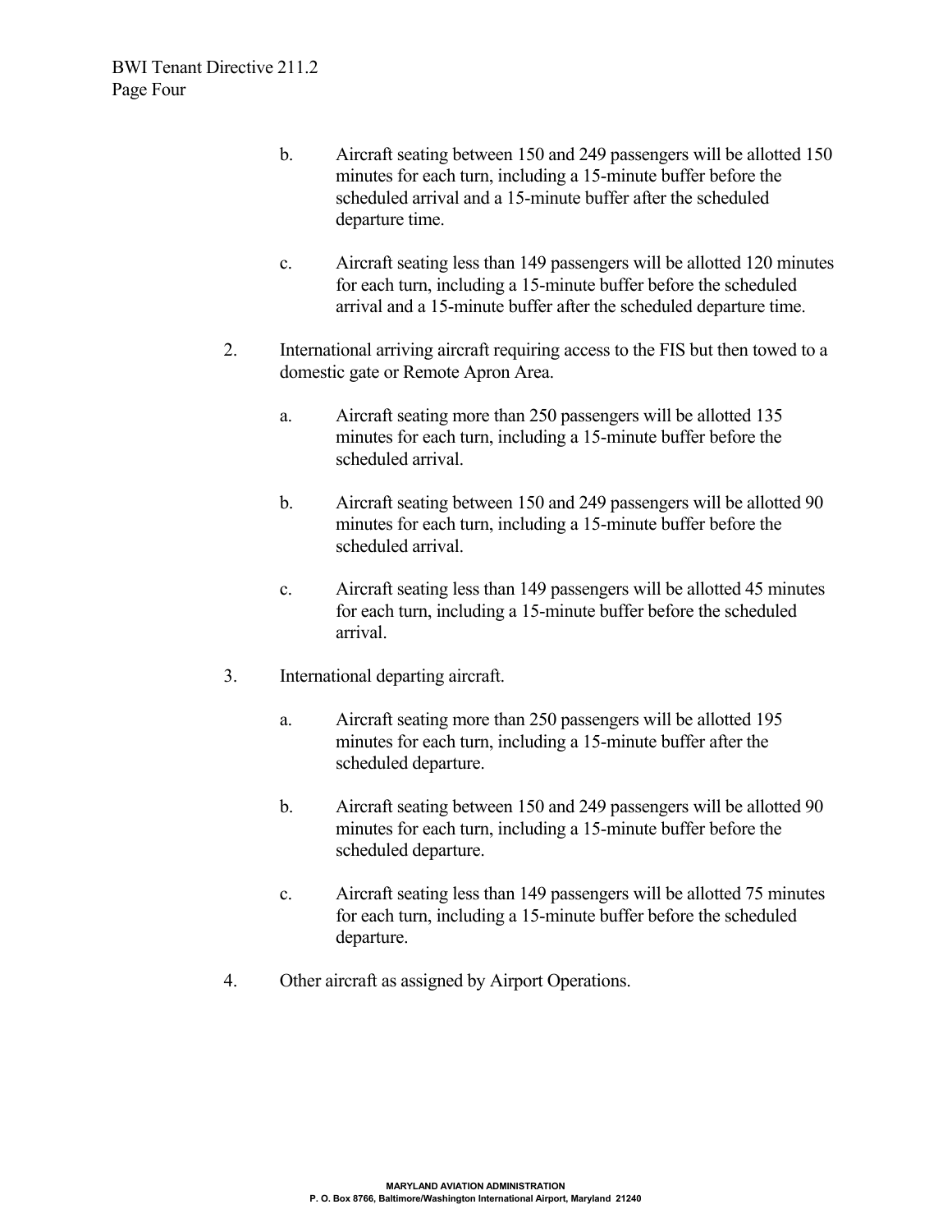b. Aircraft seating between 150 and 249 passengers will be allotted 150 minutes for each turn, including a 15-minute buffer before the scheduled arrival and a 15-minute buffer after the scheduled departure time.

   c. Aircraft seating less than 149 passengers will be allotted 120 minutes for each turn, including a 15-minute buffer before the scheduled arrival and a 15-minute buffer after the scheduled departure time.

2. International arriving aircraft requiring access to the FIS but then towed to a domestic gate or Remote Apron Area.

   a. Aircraft seating more than 250 passengers will be allotted 135 minutes for each turn, including a 15-minute buffer before the scheduled arrival.

   b. Aircraft seating between 150 and 249 passengers will be allotted 90 minutes for each turn, including a 15-minute buffer before the scheduled arrival.

   c. Aircraft seating less than 149 passengers will be allotted 45 minutes for each turn, including a 15-minute buffer before the scheduled arrival.

3. International departing aircraft.

   a. Aircraft seating more than 250 passengers will be allotted 195 minutes for each turn, including a 15-minute buffer after the scheduled departure.

   b. Aircraft seating between 150 and 249 passengers will be allotted 90 minutes for each turn, including a 15-minute buffer before the scheduled departure.

   c. Aircraft seating less than 149 passengers will be allotted 75 minutes for each turn, including a 15-minute buffer before the scheduled departure.

4. Other aircraft as assigned by Airport Operations.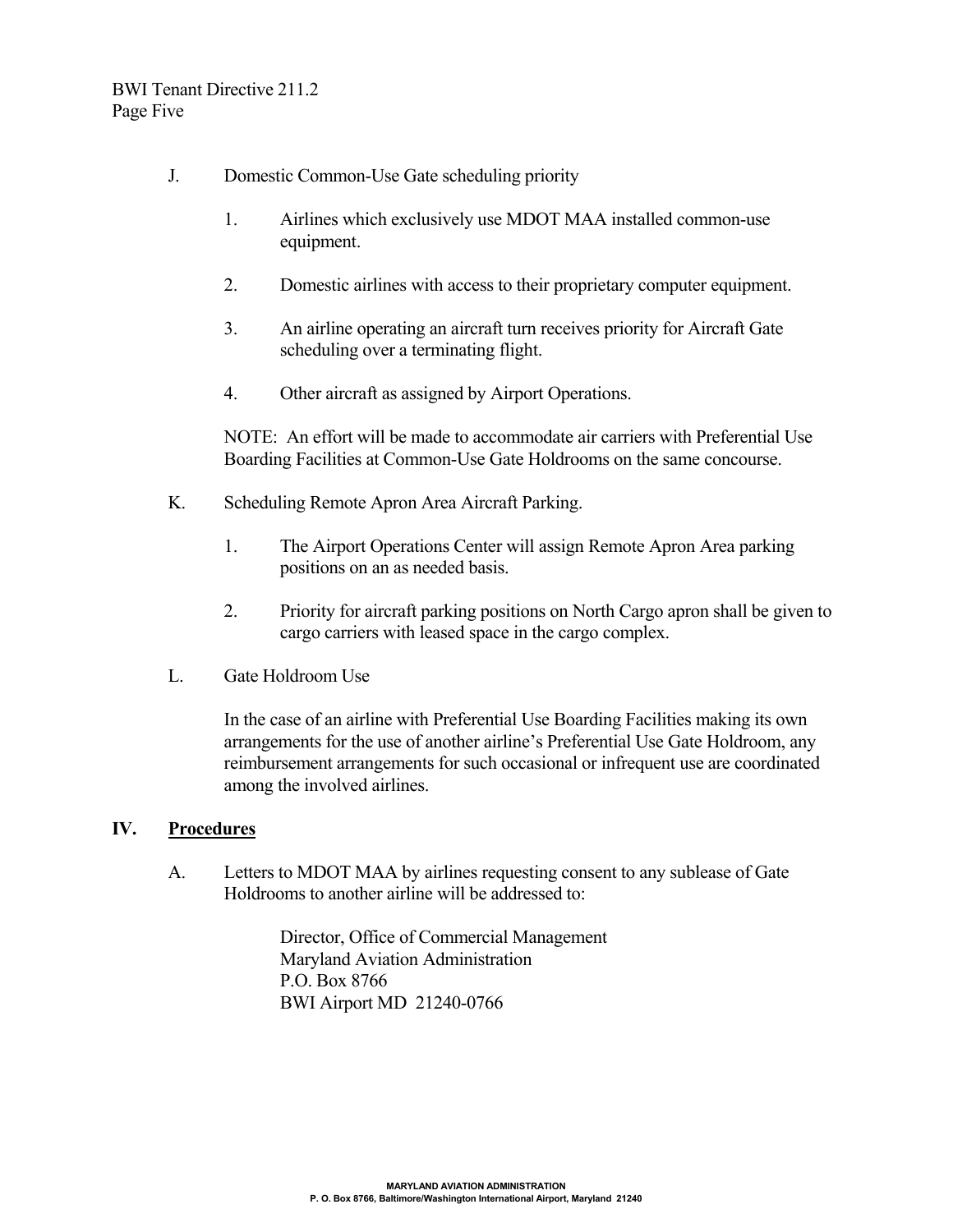J. Domestic Common-Use Gate scheduling priority

1. Airlines which exclusively use MDOT MAA installed common-use equipment.

2. Domestic airlines with access to their proprietary computer equipment.

3. An airline operating an aircraft turn receives priority for Aircraft Gate scheduling over a terminating flight.

4. Other aircraft as assigned by Airport Operations.

NOTE: An effort will be made to accommodate air carriers with Preferential Use Boarding Facilities at Common-Use Gate Holdrooms on the same concourse.

K. Scheduling Remote Apron Area Aircraft Parking.

1. The Airport Operations Center will assign Remote Apron Area parking positions on an as needed basis.

2. Priority for aircraft parking positions on North Cargo apron shall be given to cargo carriers with leased space in the cargo complex.

L. Gate Holdroom Use

In the case of an airline with Preferential Use Boarding Facilities making its own arrangements for the use of another airline's Preferential Use Gate Holdroom, any reimbursement arrangements for such occasional or infrequent use are coordinated among the involved airlines.

## IV. Procedures

A. Letters to MDOT MAA by airlines requesting consent to any sublease of Gate Holdrooms to another airline will be addressed to:

Director, Office of Commercial Management
Maryland Aviation Administration
P.O. Box 8766
BWI Airport MD 21240-0766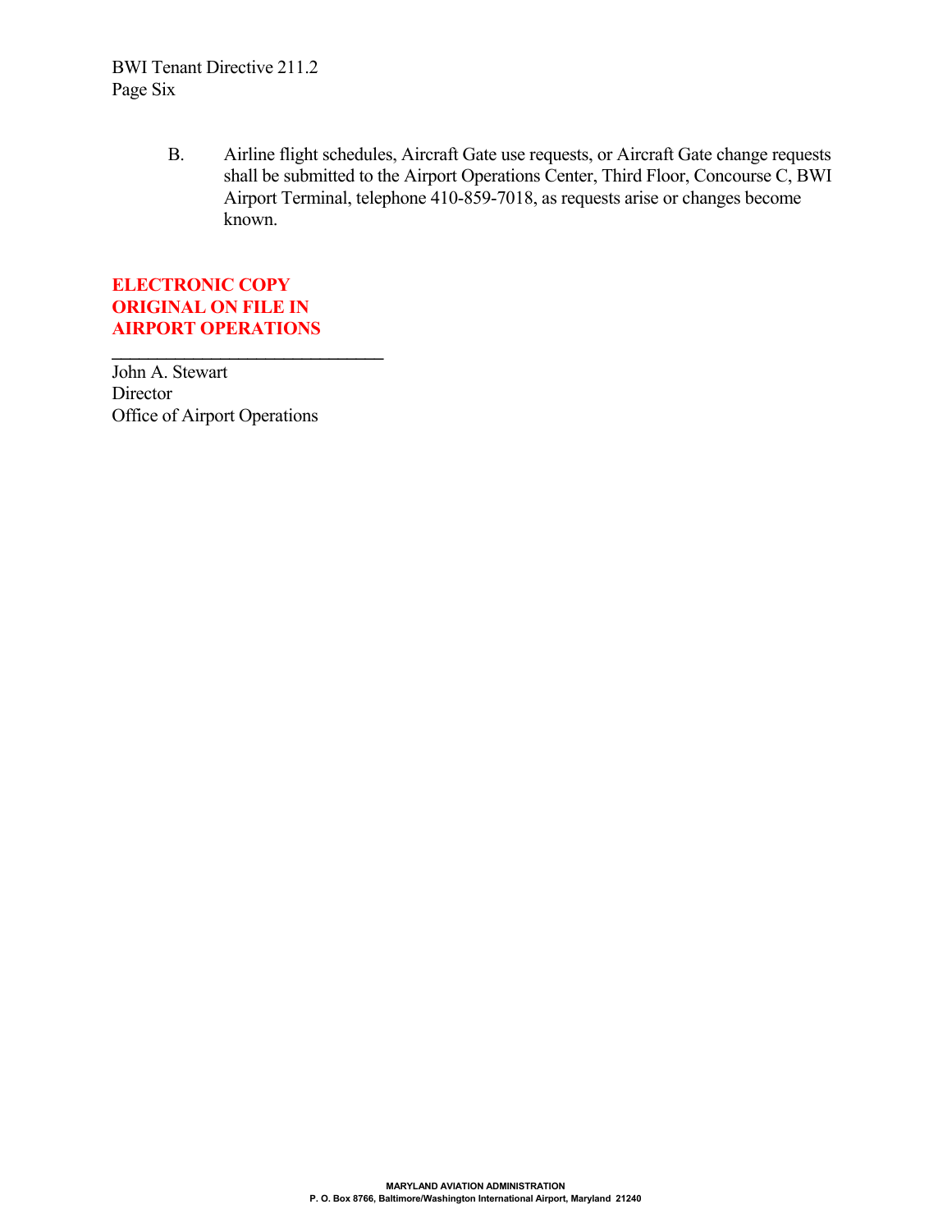B. Airline flight schedules, Aircraft Gate use requests, or Aircraft Gate change requests shall be submitted to the Airport Operations Center, Third Floor, Concourse C, BWI Airport Terminal, telephone 410-859-7018, as requests arise or changes become known.

**ELECTRONIC COPY**
**ORIGINAL ON FILE IN**
**AIRPORT OPERATIONS**

\_\_\_\_\_\_\_\_\_\_\_\_\_\_\_\_\_\_\_\_\_\_\_\_\_\_\_\_\_\_

John A. Stewart
Director
Office of Airport Operations